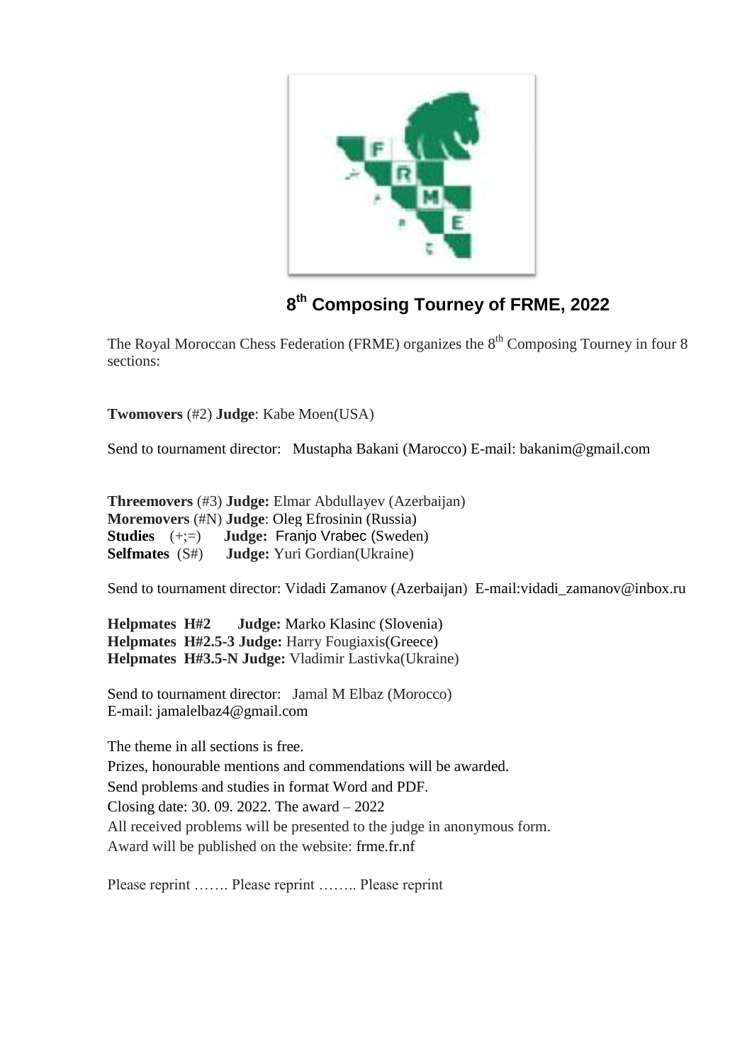# 8th Composing Tourney of FRME, 2022

The Royal Moroccan Chess Federation (FRME) organizes the 8th Composing Tourney in four 8 sections:

**Twomovers** (#2) **Judge**: Kabe Moen(USA)

Send to tournament director: Mustapha Bakani (Marocco) E-mail: bakanim@gmail.com

**Threemovers** (#3) **Judge:** Elmar Abdullayev (Azerbaijan)
**Moremovers** (#N) **Judge**: Oleg Efrosinin (Russia)
**Studies** (+;=) **Judge:** Franjo Vrabec (Sweden)
**Selfmates** (S#) **Judge:** Yuri Gordian(Ukraine)

Send to tournament director: Vidadi Zamanov (Azerbaijan) E-mail:vidadi_zamanov@inbox.ru

**Helpmates H#2 Judge:** Marko Klasinc (Slovenia)
**Helpmates H#2.5-3 Judge:** Harry Fougiaxis(Greece)
**Helpmates H#3.5-N Judge:** Vladimir Lastivka(Ukraine)

Send to tournament director: Jamal M Elbaz (Morocco)
E-mail: jamalelbaz4@gmail.com

The theme in all sections is free.
Prizes, honourable mentions and commendations will be awarded.
Send problems and studies in format Word and PDF.
Closing date: 30. 09. 2022. The award – 2022
All received problems will be presented to the judge in anonymous form.
Award will be published on the website: frme.fr.nf

Please reprint ……. Please reprint …….. Please reprint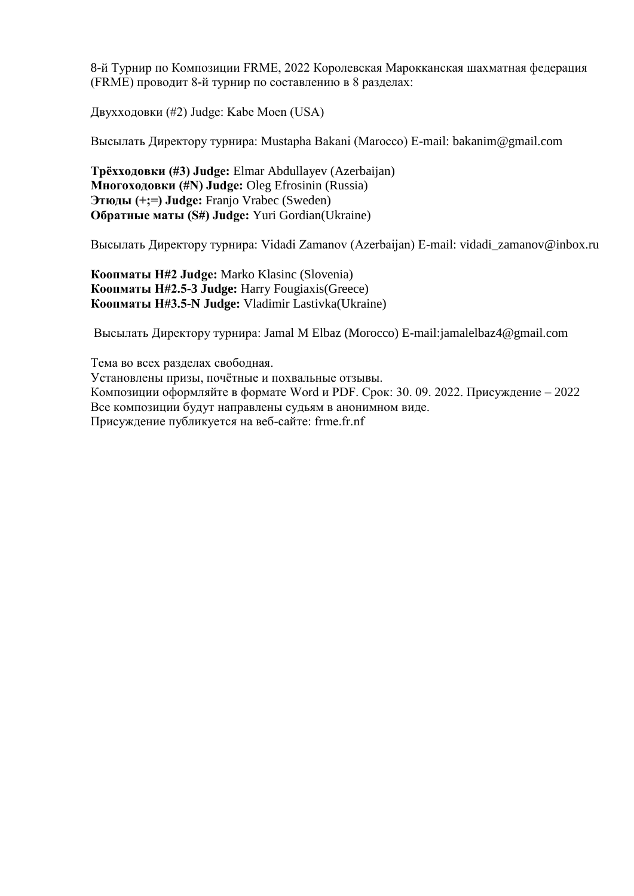8-й Турнир по Композиции FRME, 2022 Королевская Марокканская шахматная федерация (FRME) проводит 8-й турнир по составлению в 8 разделах:

Двухходовки (#2) Judge: Kabe Moen (USA)

Высылать Директору турнира: Mustapha Bakani (Marocco) E-mail: bakanim@gmail.com

**Трёхходовки (#3) Judge:** Elmar Abdullayev (Azerbaijan)
**Многоходовки (#N) Judge:** Oleg Efrosinin (Russia)
**Этюды (+;=) Judge:** Franjo Vrabec (Sweden)
**Обратные маты (S#) Judge:** Yuri Gordian(Ukraine)

Высылать Директору турнира: Vidadi Zamanov (Azerbaijan) E-mail: vidadi_zamanov@inbox.ru

**Коопматы H#2 Judge:** Marko Klasinc (Slovenia)
**Коопматы H#2.5-3 Judge:** Harry Fougiaxis(Greece)
**Коопматы H#3.5-N Judge:** Vladimir Lastivka(Ukraine)

Высылать Директору турнира: Jamal M Elbaz (Morocco) E-mail:jamalelbaz4@gmail.com

Тема во всех разделах свободная.
Установлены призы, почётные и похвальные отзывы.
Композиции оформляйте в формате Word и PDF. Срок: 30. 09. 2022. Присуждение – 2022
Все композиции будут направлены судьям в анонимном виде.
Присуждение публикуется на веб-сайте: frme.fr.nf